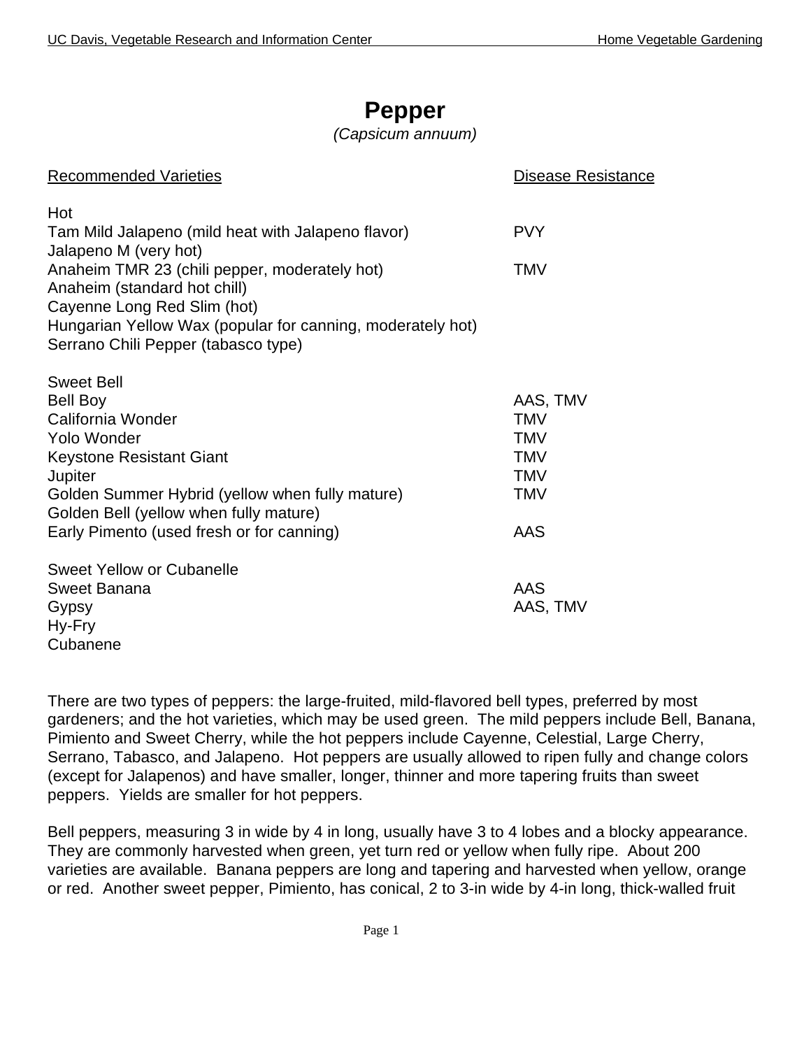# Pepper

*(Capsicum annuum)*

| Recommended Varieties | Disease Resistance |
|---|---|
| **Hot** | |
| Tam Mild Jalapeno (mild heat with Jalapeno flavor) | PVY |
| Jalapeno M (very hot) | |
| Anaheim TMR 23 (chili pepper, moderately hot) | TMV |
| Anaheim (standard hot chill) | |
| Cayenne Long Red Slim (hot) | |
| Hungarian Yellow Wax (popular for canning, moderately hot) | |
| Serrano Chili Pepper (tabasco type) | |
| **Sweet Bell** | |
| Bell Boy | AAS, TMV |
| California Wonder | TMV |
| Yolo Wonder | TMV |
| Keystone Resistant Giant | TMV |
| Jupiter | TMV |
| Golden Summer Hybrid (yellow when fully mature) | TMV |
| Golden Bell (yellow when fully mature) | |
| Early Pimento (used fresh or for canning) | AAS |
| **Sweet Yellow or Cubanelle** | |
| Sweet Banana | AAS |
| Gypsy | AAS, TMV |
| Hy-Fry | |
| Cubanene | |

There are two types of peppers: the large-fruited, mild-flavored bell types, preferred by most gardeners; and the hot varieties, which may be used green. The mild peppers include Bell, Banana, Pimiento and Sweet Cherry, while the hot peppers include Cayenne, Celestial, Large Cherry, Serrano, Tabasco, and Jalapeno. Hot peppers are usually allowed to ripen fully and change colors (except for Jalapenos) and have smaller, longer, thinner and more tapering fruits than sweet peppers. Yields are smaller for hot peppers.

Bell peppers, measuring 3 in wide by 4 in long, usually have 3 to 4 lobes and a blocky appearance. They are commonly harvested when green, yet turn red or yellow when fully ripe. About 200 varieties are available. Banana peppers are long and tapering and harvested when yellow, orange or red. Another sweet pepper, Pimiento, has conical, 2 to 3-in wide by 4-in long, thick-walled fruit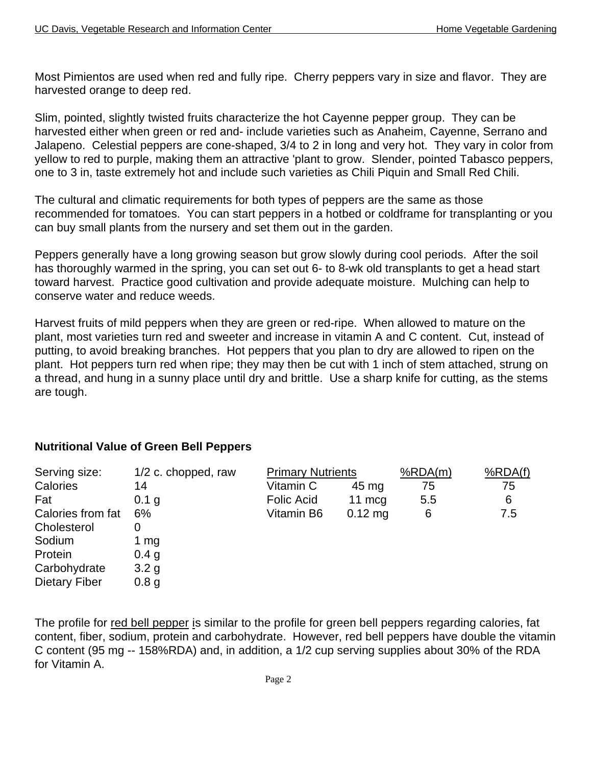Most Pimientos are used when red and fully ripe. Cherry peppers vary in size and flavor. They are harvested orange to deep red.

Slim, pointed, slightly twisted fruits characterize the hot Cayenne pepper group. They can be harvested either when green or red and- include varieties such as Anaheim, Cayenne, Serrano and Jalapeno. Celestial peppers are cone-shaped, 3/4 to 2 in long and very hot. They vary in color from yellow to red to purple, making them an attractive 'plant to grow. Slender, pointed Tabasco peppers, one to 3 in, taste extremely hot and include such varieties as Chili Piquin and Small Red Chili.

The cultural and climatic requirements for both types of peppers are the same as those recommended for tomatoes. You can start peppers in a hotbed or coldframe for transplanting or you can buy small plants from the nursery and set them out in the garden.

Peppers generally have a long growing season but grow slowly during cool periods. After the soil has thoroughly warmed in the spring, you can set out 6- to 8-wk old transplants to get a head start toward harvest. Practice good cultivation and provide adequate moisture. Mulching can help to conserve water and reduce weeds.

Harvest fruits of mild peppers when they are green or red-ripe. When allowed to mature on the plant, most varieties turn red and sweeter and increase in vitamin A and C content. Cut, instead of putting, to avoid breaking branches. Hot peppers that you plan to dry are allowed to ripen on the plant. Hot peppers turn red when ripe; they may then be cut with 1 inch of stem attached, strung on a thread, and hung in a sunny place until dry and brittle. Use a sharp knife for cutting, as the stems are tough.

**Nutritional Value of Green Bell Peppers**

| Serving size: | 1/2 c. chopped, raw |
|---|---|
| Calories | 14 |
| Fat | 0.1 g |
| Calories from fat | 6% |
| Cholesterol | 0 |
| Sodium | 1 mg |
| Protein | 0.4 g |
| Carbohydrate | 3.2 g |
| Dietary Fiber | 0.8 g |

| Primary Nutrients | | %RDA(m) | %RDA(f) |
|---|---|---|---|
| Vitamin C | 45 mg | 75 | 75 |
| Folic Acid | 11 mcg | 5.5 | 6 |
| Vitamin B6 | 0.12 mg | 6 | 7.5 |

The profile for red bell pepper is similar to the profile for green bell peppers regarding calories, fat content, fiber, sodium, protein and carbohydrate. However, red bell peppers have double the vitamin C content (95 mg -- 158%RDA) and, in addition, a 1/2 cup serving supplies about 30% of the RDA for Vitamin A.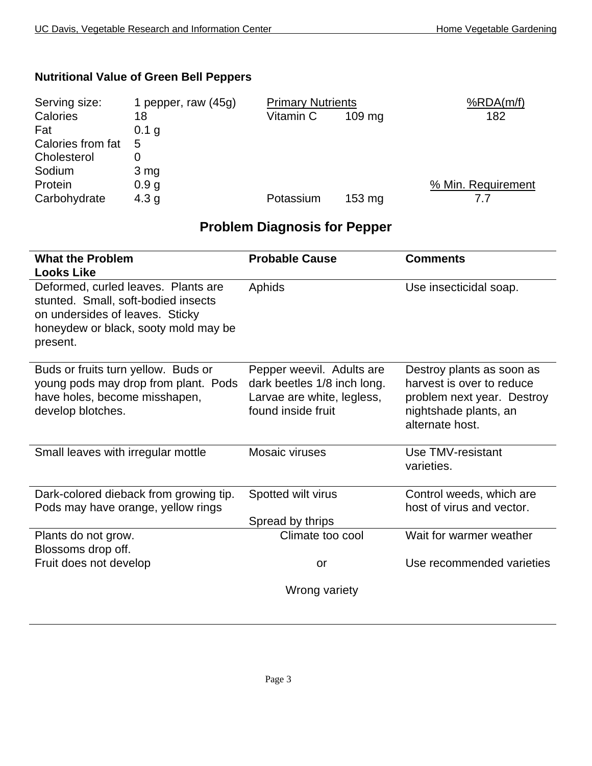### Nutritional Value of Green Bell Peppers

| | | Primary Nutrients | | %RDA(m/f) |
|---|---|---|---|---|
| Serving size: | 1 pepper, raw (45g) | | | |
| Calories | 18 | Vitamin C | 109 mg | 182 |
| Fat | 0.1 g | | | |
| Calories from fat | 5 | | | |
| Cholesterol | 0 | | | |
| Sodium | 3 mg | | | |
| Protein | 0.9 g | | | % Min. Requirement |
| Carbohydrate | 4.3 g | Potassium | 153 mg | 7.7 |

## Problem Diagnosis for Pepper

| What the Problem Looks Like | Probable Cause | Comments |
|---|---|---|
| Deformed, curled leaves. Plants are stunted. Small, soft-bodied insects on undersides of leaves. Sticky honeydew or black, sooty mold may be present. | Aphids | Use insecticidal soap. |
| Buds or fruits turn yellow. Buds or young pods may drop from plant. Pods have holes, become misshapen, develop blotches. | Pepper weevil. Adults are dark beetles 1/8 inch long. Larvae are white, legless, found inside fruit | Destroy plants as soon as harvest is over to reduce problem next year. Destroy nightshade plants, an alternate host. |
| Small leaves with irregular mottle | Mosaic viruses | Use TMV-resistant varieties. |
| Dark-colored dieback from growing tip. Pods may have orange, yellow rings | Spotted wilt virus<br><br>Spread by thrips | Control weeds, which are host of virus and vector. |
| Plants do not grow.<br>Blossoms drop off.<br>Fruit does not develop | Climate too cool<br><br>or<br><br>Wrong variety | Wait for warmer weather<br><br>Use recommended varieties |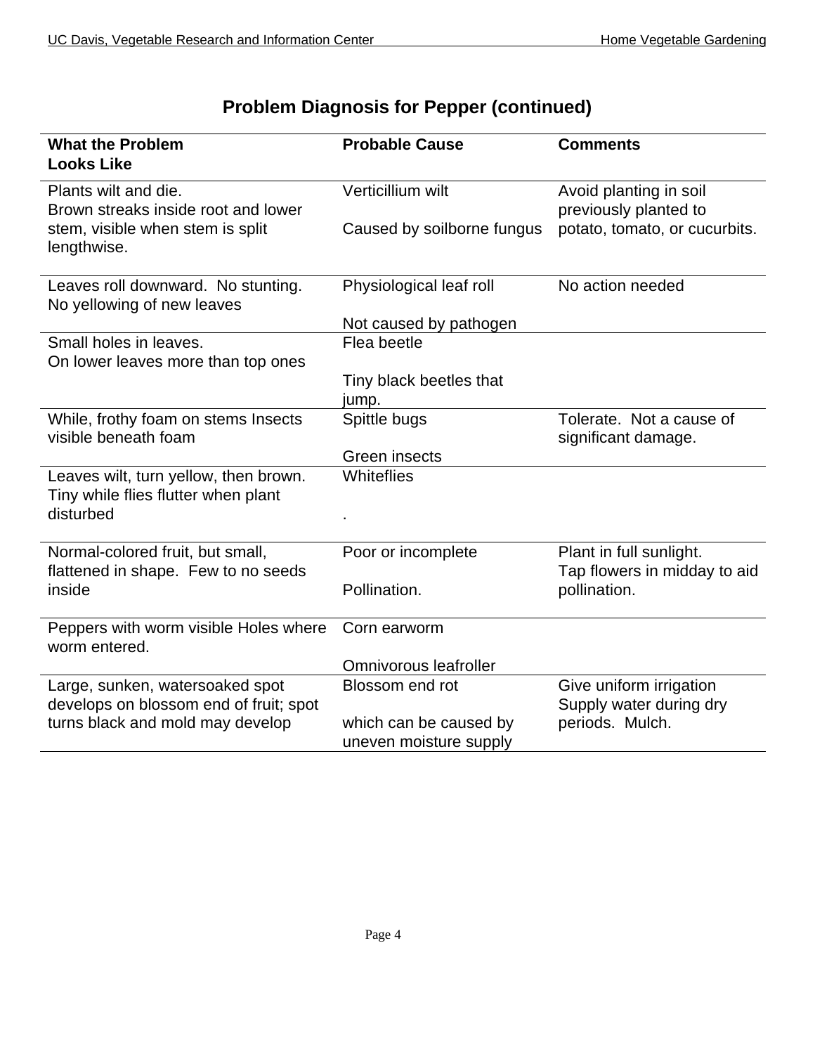## Problem Diagnosis for Pepper (continued)

| What the Problem Looks Like | Probable Cause | Comments |
|---|---|---|
| Plants wilt and die. Brown streaks inside root and lower stem, visible when stem is split lengthwise. | Verticillium wilt<br><br>Caused by soilborne fungus | Avoid planting in soil previously planted to potato, tomato, or cucurbits. |
| Leaves roll downward. No stunting. No yellowing of new leaves | Physiological leaf roll<br><br>Not caused by pathogen | No action needed |
| Small holes in leaves. On lower leaves more than top ones | Flea beetle<br><br>Tiny black beetles that jump. | |
| While, frothy foam on stems Insects visible beneath foam | Spittle bugs<br><br>Green insects | Tolerate. Not a cause of significant damage. |
| Leaves wilt, turn yellow, then brown. Tiny while flies flutter when plant disturbed | Whiteflies<br><br>. | |
| Normal-colored fruit, but small, flattened in shape. Few to no seeds inside | Poor or incomplete<br><br>Pollination. | Plant in full sunlight. Tap flowers in midday to aid pollination. |
| Peppers with worm visible Holes where worm entered. | Corn earworm<br><br>Omnivorous leafroller | |
| Large, sunken, watersoaked spot develops on blossom end of fruit; spot turns black and mold may develop | Blossom end rot<br><br>which can be caused by uneven moisture supply | Give uniform irrigation Supply water during dry periods. Mulch. |